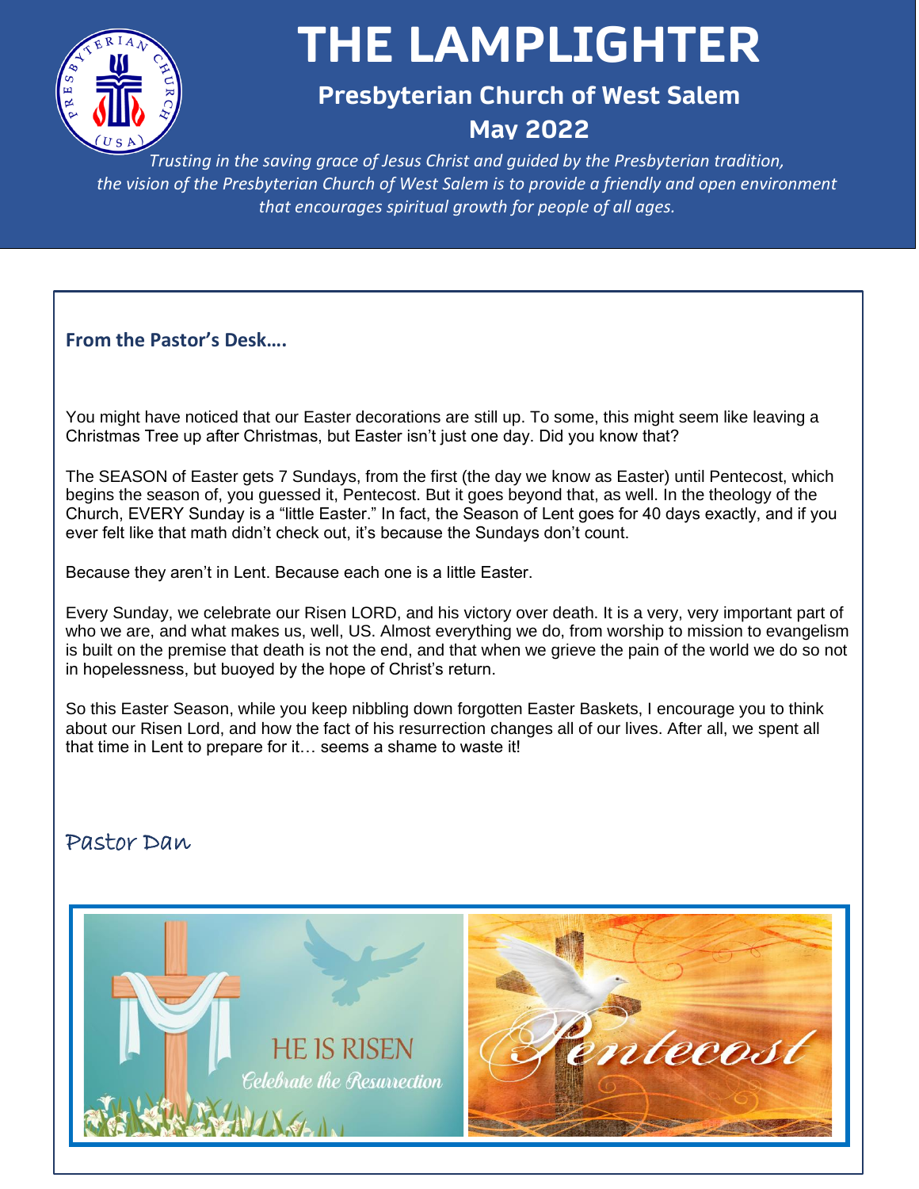# THE LAMPLIGHTER

## Presbyterian Church of West Salem

## May 2022

*Trusting in the saving grace of Jesus Christ and guided by the Presbyterian tradition, the vision of the Presbyterian Church of West Salem is to provide a friendly and open environment that encourages spiritual growth for people of all ages.*

### From the Pastor's Desk….

You might have noticed that our Easter decorations are still up. To some, this might seem like leaving a Christmas Tree up after Christmas, but Easter isn't just one day. Did you know that?

The SEASON of Easter gets 7 Sundays, from the first (the day we know as Easter) until Pentecost, which begins the season of, you guessed it, Pentecost. But it goes beyond that, as well. In the theology of the Church, EVERY Sunday is a "little Easter." In fact, the Season of Lent goes for 40 days exactly, and if you ever felt like that math didn't check out, it's because the Sundays don't count.

Because they aren't in Lent. Because each one is a little Easter.

Every Sunday, we celebrate our Risen LORD, and his victory over death. It is a very, very important part of who we are, and what makes us, well, US. Almost everything we do, from worship to mission to evangelism is built on the premise that death is not the end, and that when we grieve the pain of the world we do so not in hopelessness, but buoyed by the hope of Christ's return.

So this Easter Season, while you keep nibbling down forgotten Easter Baskets, I encourage you to think about our Risen Lord, and how the fact of his resurrection changes all of our lives. After all, we spent all that time in Lent to prepare for it… seems a shame to waste it!

Pastor Dan

HE IS RISEN
Celebrate the Resurrection

Pentecost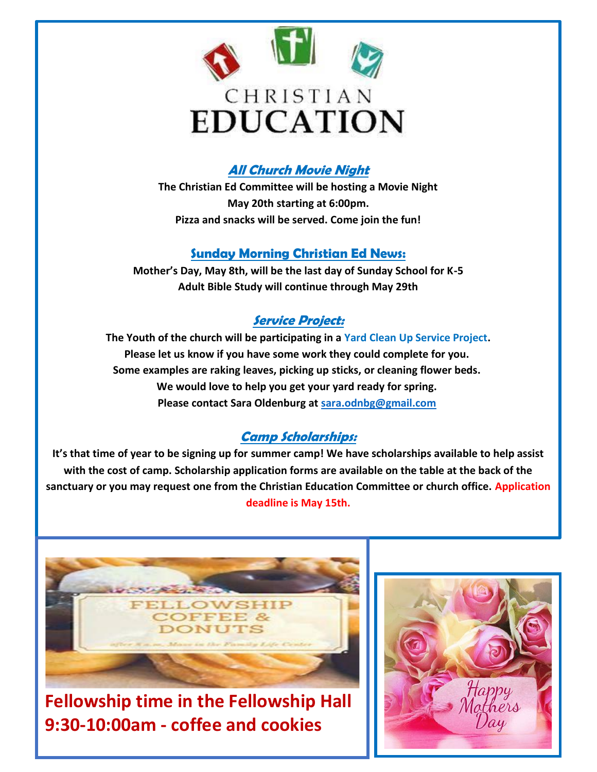# CHRISTIAN EDUCATION

## *All Church Movie Night*

**The Christian Ed Committee will be hosting a Movie Night**
**May 20th starting at 6:00pm.**
**Pizza and snacks will be served. Come join the fun!**

## Sunday Morning Christian Ed News:

**Mother's Day, May 8th, will be the last day of Sunday School for K-5**
**Adult Bible Study will continue through May 29th**

## *Service Project:*

**The Youth of the church will be participating in a Yard Clean Up Service Project.**
**Please let us know if you have some work they could complete for you.**
**Some examples are raking leaves, picking up sticks, or cleaning flower beds.**
**We would love to help you get your yard ready for spring.**
**Please contact Sara Oldenburg at sara.odnbg@gmail.com**

## *Camp Scholarships:*

**It's that time of year to be signing up for summer camp! We have scholarships available to help assist with the cost of camp. Scholarship application forms are available on the table at the back of the sanctuary or you may request one from the Christian Education Committee or church office. Application deadline is May 15th.**

FELLOWSHIP COFFEE & DONUTS

**Fellowship time in the Fellowship Hall**
**9:30-10:00am - coffee and cookies**

Happy Mothers Day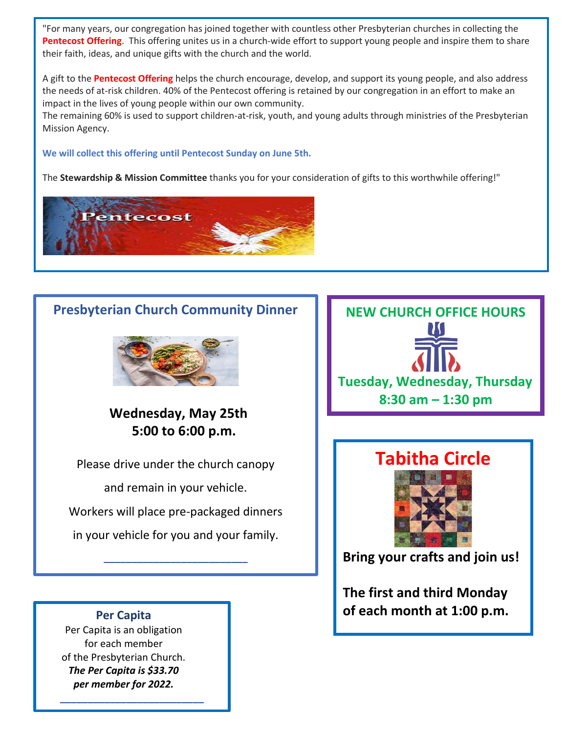"For many years, our congregation has joined together with countless other Presbyterian churches in collecting the **Pentecost Offering**. This offering unites us in a church-wide effort to support young people and inspire them to share their faith, ideas, and unique gifts with the church and the world.

A gift to the **Pentecost Offering** helps the church encourage, develop, and support its young people, and also address the needs of at-risk children. 40% of the Pentecost offering is retained by our congregation in an effort to make an impact in the lives of young people within our own community.
The remaining 60% is used to support children-at-risk, youth, and young adults through ministries of the Presbyterian Mission Agency.

**We will collect this offering until Pentecost Sunday on June 5th.**

The **Stewardship & Mission Committee** thanks you for your consideration of gifts to this worthwhile offering!"

Pentecost

## Presbyterian Church Community Dinner

**Wednesday, May 25th**
**5:00 to 6:00 p.m.**

Please drive under the church canopy

and remain in your vehicle.

Workers will place pre-packaged dinners

in your vehicle for you and your family.

______________________

## NEW CHURCH OFFICE HOURS

**Tuesday, Wednesday, Thursday**
**8:30 am – 1:30 pm**

## Tabitha Circle

**Bring your crafts and join us!**

**The first and third Monday of each month at 1:00 p.m.**

### Per Capita

Per Capita is an obligation
for each member
of the Presbyterian Church.
***The Per Capita is $33.70 per member for 2022.***

______________________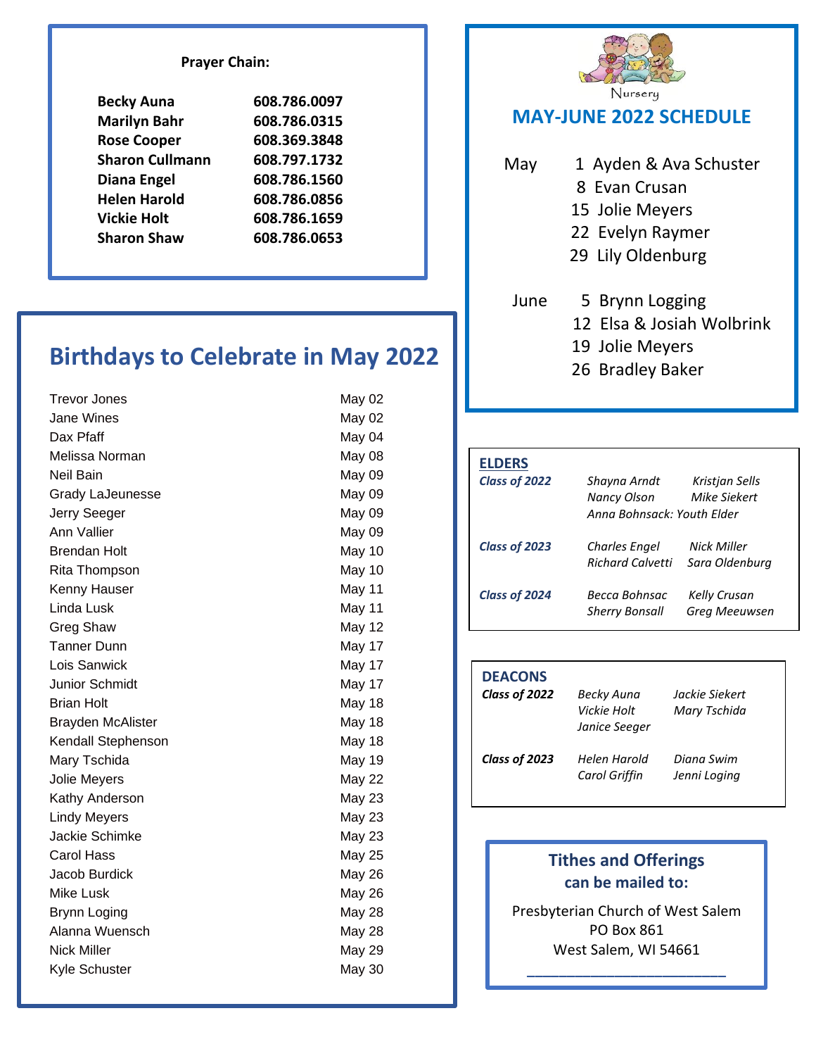**Prayer Chain:**

| | |
|---|---|
| **Becky Auna** | **608.786.0097** |
| **Marilyn Bahr** | **608.786.0315** |
| **Rose Cooper** | **608.369.3848** |
| **Sharon Cullmann** | **608.797.1732** |
| **Diana Engel** | **608.786.1560** |
| **Helen Harold** | **608.786.0856** |
| **Vickie Holt** | **608.786.1659** |
| **Sharon Shaw** | **608.786.0653** |

## Birthdays to Celebrate in May 2022

| | |
|---|---|
| Trevor Jones | May 02 |
| Jane Wines | May 02 |
| Dax Pfaff | May 04 |
| Melissa Norman | May 08 |
| Neil Bain | May 09 |
| Grady LaJeunesse | May 09 |
| Jerry Seeger | May 09 |
| Ann Vallier | May 09 |
| Brendan Holt | May 10 |
| Rita Thompson | May 10 |
| Kenny Hauser | May 11 |
| Linda Lusk | May 11 |
| Greg Shaw | May 12 |
| Tanner Dunn | May 17 |
| Lois Sanwick | May 17 |
| Junior Schmidt | May 17 |
| Brian Holt | May 18 |
| Brayden McAlister | May 18 |
| Kendall Stephenson | May 18 |
| Mary Tschida | May 19 |
| Jolie Meyers | May 22 |
| Kathy Anderson | May 23 |
| Lindy Meyers | May 23 |
| Jackie Schimke | May 23 |
| Carol Hass | May 25 |
| Jacob Burdick | May 26 |
| Mike Lusk | May 26 |
| Brynn Loging | May 28 |
| Alanna Wuensch | May 28 |
| Nick Miller | May 29 |
| Kyle Schuster | May 30 |

Nursery

## MAY-JUNE 2022 SCHEDULE

| | | |
|---|---|---|
| May | 1 | Ayden & Ava Schuster |
| | 8 | Evan Crusan |
| | 15 | Jolie Meyers |
| | 22 | Evelyn Raymer |
| | 29 | Lily Oldenburg |
| June | 5 | Brynn Logging |
| | 12 | Elsa & Josiah Wolbrink |
| | 19 | Jolie Meyers |
| | 26 | Bradley Baker |

**ELDERS**

| | | |
|---|---|---|
| ***Class of 2022*** | *Shayna Arndt* | *Kristjan Sells* |
| | *Nancy Olson* | *Mike Siekert* |
| | *Anna Bohnsack: Youth Elder* | |
| ***Class of 2023*** | *Charles Engel* | *Nick Miller* |
| | *Richard Calvetti* | *Sara Oldenburg* |
| ***Class of 2024*** | *Becca Bohnsac* | *Kelly Crusan* |
| | *Sherry Bonsall* | *Greg Meeuwsen* |

**DEACONS**

| | | |
|---|---|---|
| ***Class of 2022*** | *Becky Auna* | *Jackie Siekert* |
| | *Vickie Holt* | *Mary Tschida* |
| | *Janice Seeger* | |
| ***Class of 2023*** | *Helen Harold* | *Diana Swim* |
| | *Carol Griffin* | *Jenni Loging* |

**Tithes and Offerings**
**can be mailed to:**

Presbyterian Church of West Salem
PO Box 861
West Salem, WI 54661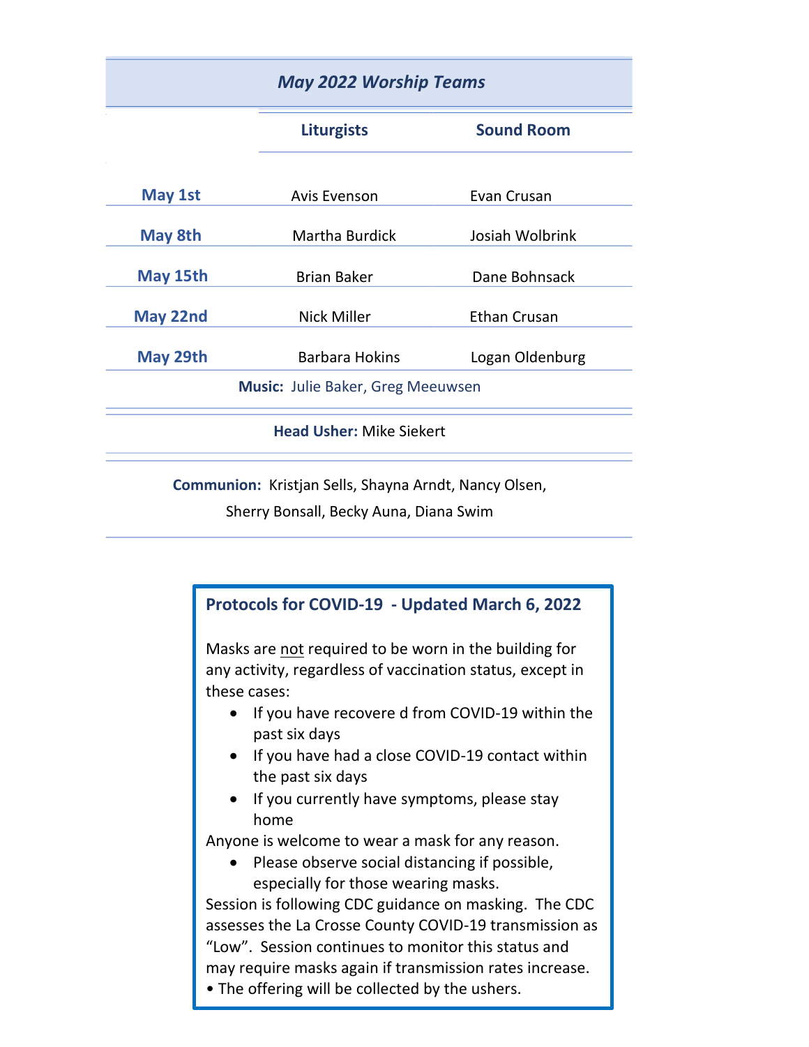## *May 2022 Worship Teams*

| | Liturgists | Sound Room |
|---|---|---|
| **May 1st** | Avis Evenson | Evan Crusan |
| **May 8th** | Martha Burdick | Josiah Wolbrink |
| **May 15th** | Brian Baker | Dane Bohnsack |
| **May 22nd** | Nick Miller | Ethan Crusan |
| **May 29th** | Barbara Hokins | Logan Oldenburg |

**Music:** Julie Baker, Greg Meeuwsen

**Head Usher:** Mike Siekert

**Communion:** Kristjan Sells, Shayna Arndt, Nancy Olsen, Sherry Bonsall, Becky Auna, Diana Swim

### Protocols for COVID-19 - Updated March 6, 2022

Masks are not required to be worn in the building for any activity, regardless of vaccination status, except in these cases:

- If you have recovere d from COVID-19 within the past six days
- If you have had a close COVID-19 contact within the past six days
- If you currently have symptoms, please stay home

Anyone is welcome to wear a mask for any reason.

- Please observe social distancing if possible, especially for those wearing masks.

Session is following CDC guidance on masking. The CDC assesses the La Crosse County COVID-19 transmission as "Low". Session continues to monitor this status and may require masks again if transmission rates increase.

• The offering will be collected by the ushers.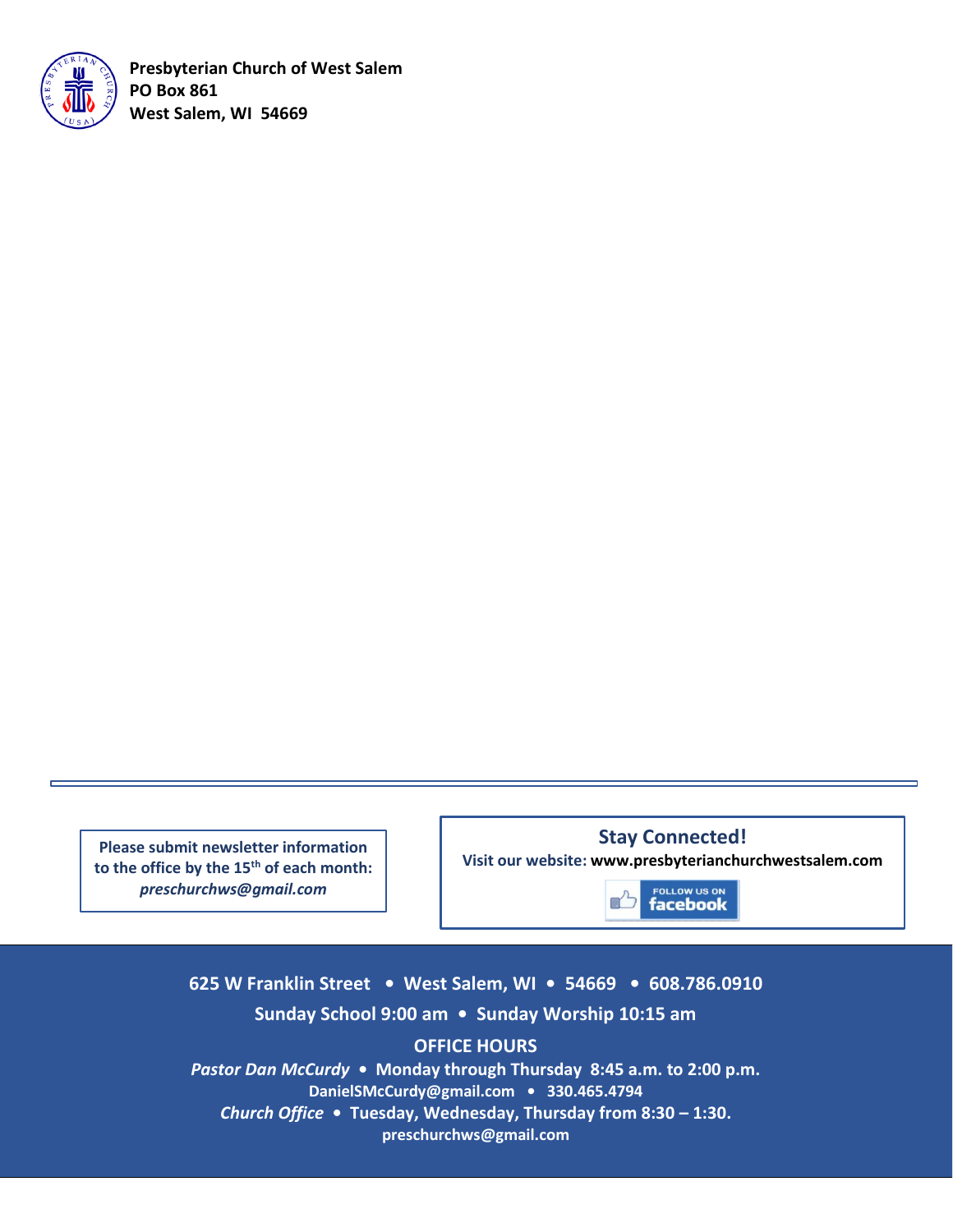**Presbyterian Church of West Salem**
**PO Box 861**
**West Salem, WI 54669**

---

**Please submit newsletter information to the office by the 15th of each month:**
***preschurchws@gmail.com***

**Stay Connected!**

**Visit our website: www.presbyterianchurchwestsalem.com**

FOLLOW US ON facebook

**625 W Franklin Street • West Salem, WI • 54669 • 608.786.0910**

**Sunday School 9:00 am • Sunday Worship 10:15 am**

**OFFICE HOURS**

***Pastor Dan McCurdy*** **• Monday through Thursday 8:45 a.m. to 2:00 p.m.**

**DanielSMcCurdy@gmail.com • 330.465.4794**

***Church Office*** **• Tuesday, Wednesday, Thursday from 8:30 – 1:30.**

**preschurchws@gmail.com**